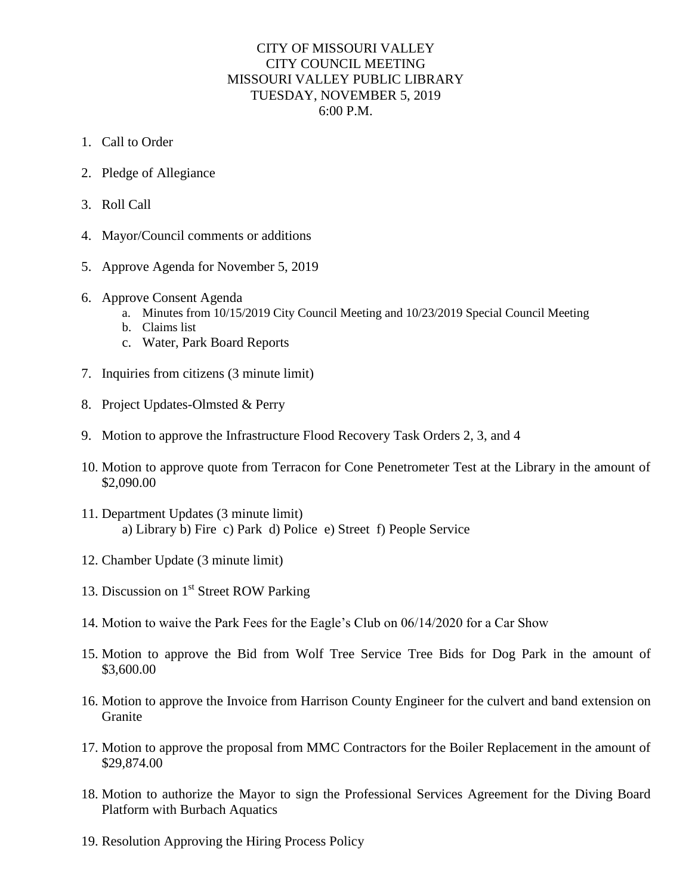# CITY OF MISSOURI VALLEY
# CITY COUNCIL MEETING
# MISSOURI VALLEY PUBLIC LIBRARY
# TUESDAY, NOVEMBER 5, 2019
# 6:00 P.M.

1. Call to Order

2. Pledge of Allegiance

3. Roll Call

4. Mayor/Council comments or additions

5. Approve Agenda for November 5, 2019

6. Approve Consent Agenda
   a. Minutes from 10/15/2019 City Council Meeting and 10/23/2019 Special Council Meeting
   b. Claims list
   c. Water, Park Board Reports

7. Inquiries from citizens (3 minute limit)

8. Project Updates-Olmsted & Perry

9. Motion to approve the Infrastructure Flood Recovery Task Orders 2, 3, and 4

10. Motion to approve quote from Terracon for Cone Penetrometer Test at the Library in the amount of $2,090.00

11. Department Updates (3 minute limit)
    a) Library b) Fire c) Park d) Police e) Street f) People Service

12. Chamber Update (3 minute limit)

13. Discussion on 1st Street ROW Parking

14. Motion to waive the Park Fees for the Eagle's Club on 06/14/2020 for a Car Show

15. Motion to approve the Bid from Wolf Tree Service Tree Bids for Dog Park in the amount of $3,600.00

16. Motion to approve the Invoice from Harrison County Engineer for the culvert and band extension on Granite

17. Motion to approve the proposal from MMC Contractors for the Boiler Replacement in the amount of $29,874.00

18. Motion to authorize the Mayor to sign the Professional Services Agreement for the Diving Board Platform with Burbach Aquatics

19. Resolution Approving the Hiring Process Policy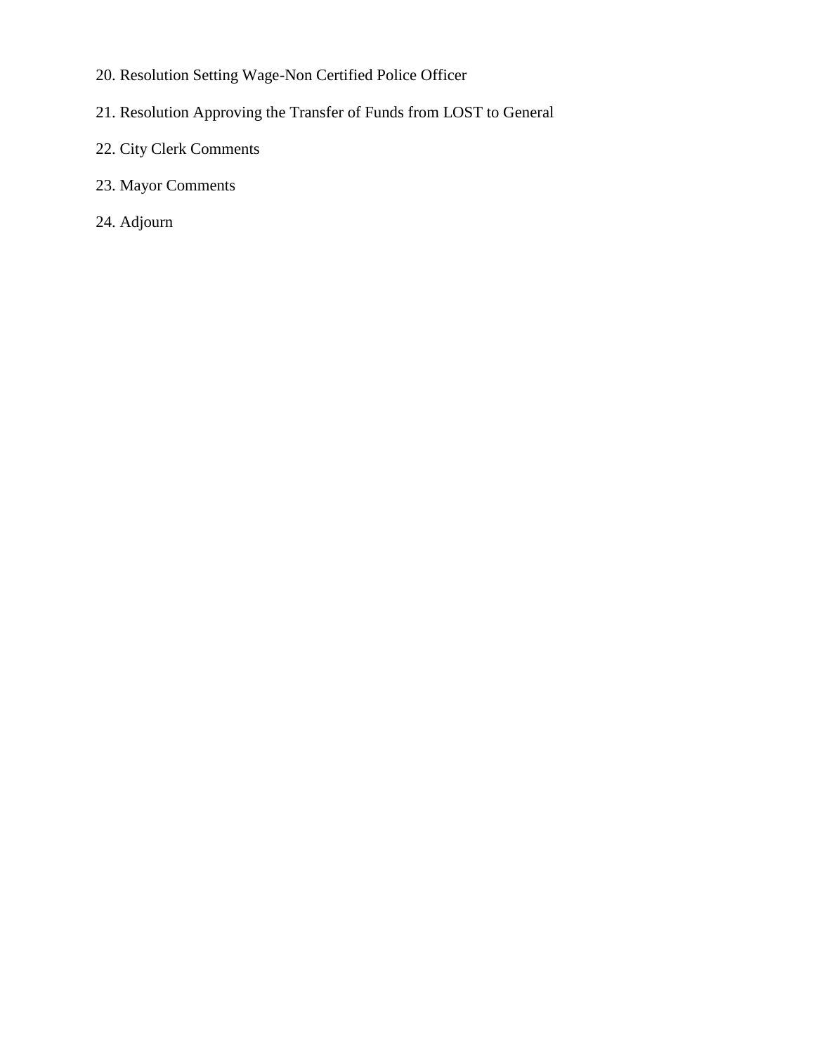20. Resolution Setting Wage-Non Certified Police Officer

21. Resolution Approving the Transfer of Funds from LOST to General

22. City Clerk Comments

23. Mayor Comments

24. Adjourn